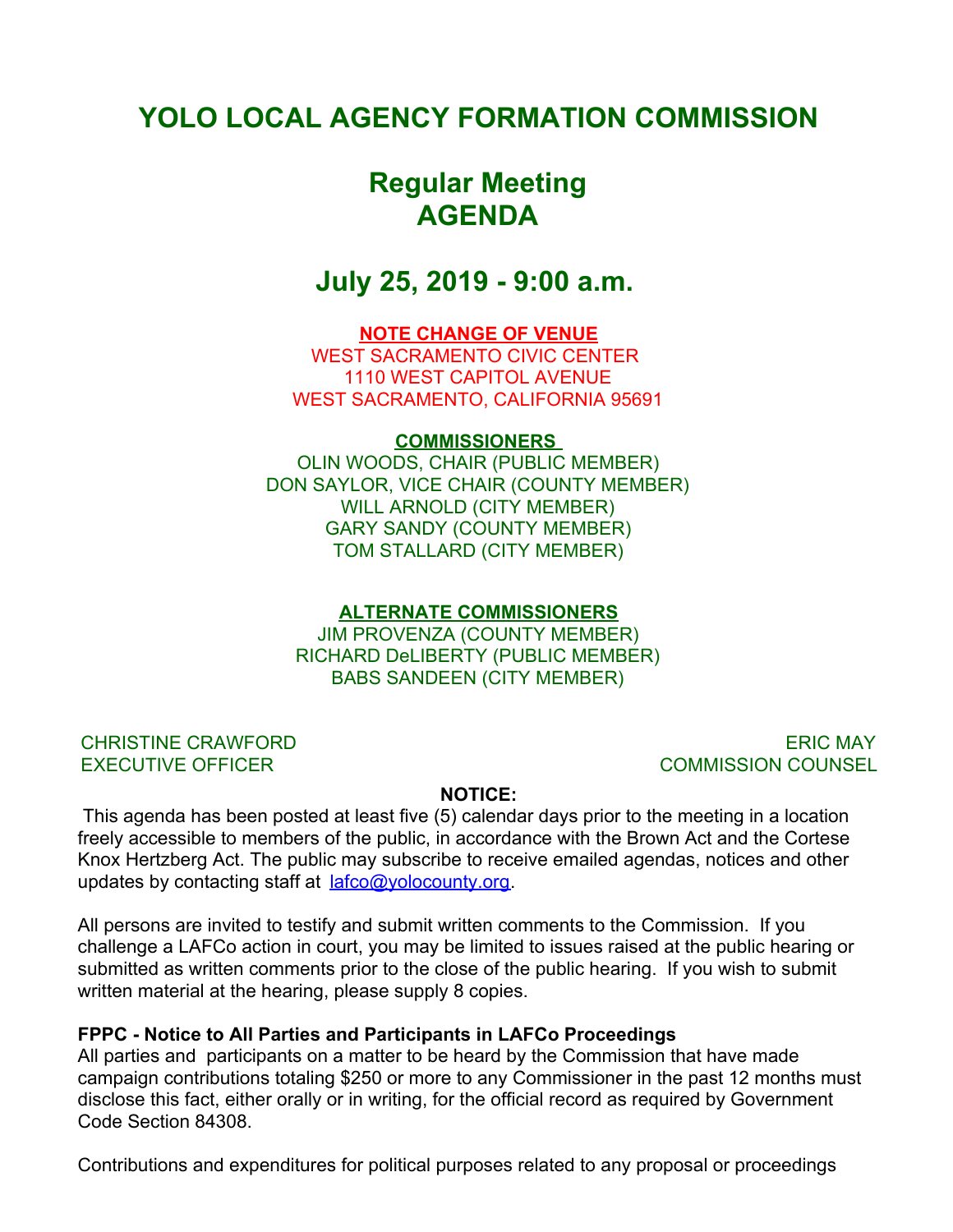# YOLO LOCAL AGENCY FORMATION COMMISSION

## Regular Meeting AGENDA

## July 25, 2019 - 9:00 a.m.

**NOTE CHANGE OF VENUE**
WEST SACRAMENTO CIVIC CENTER
1110 WEST CAPITOL AVENUE
WEST SACRAMENTO, CALIFORNIA 95691

**COMMISSIONERS**
OLIN WOODS, CHAIR (PUBLIC MEMBER)
DON SAYLOR, VICE CHAIR (COUNTY MEMBER)
WILL ARNOLD (CITY MEMBER)
GARY SANDY (COUNTY MEMBER)
TOM STALLARD (CITY MEMBER)

**ALTERNATE COMMISSIONERS**
JIM PROVENZA (COUNTY MEMBER)
RICHARD DeLIBERTY (PUBLIC MEMBER)
BABS SANDEEN (CITY MEMBER)

CHRISTINE CRAWFORD
EXECUTIVE OFFICER

ERIC MAY
COMMISSION COUNSEL

**NOTICE:**

This agenda has been posted at least five (5) calendar days prior to the meeting in a location freely accessible to members of the public, in accordance with the Brown Act and the Cortese Knox Hertzberg Act. The public may subscribe to receive emailed agendas, notices and other updates by contacting staff at lafco@yolocounty.org.

All persons are invited to testify and submit written comments to the Commission. If you challenge a LAFCo action in court, you may be limited to issues raised at the public hearing or submitted as written comments prior to the close of the public hearing. If you wish to submit written material at the hearing, please supply 8 copies.

**FPPC - Notice to All Parties and Participants in LAFCo Proceedings**
All parties and participants on a matter to be heard by the Commission that have made campaign contributions totaling $250 or more to any Commissioner in the past 12 months must disclose this fact, either orally or in writing, for the official record as required by Government Code Section 84308.

Contributions and expenditures for political purposes related to any proposal or proceedings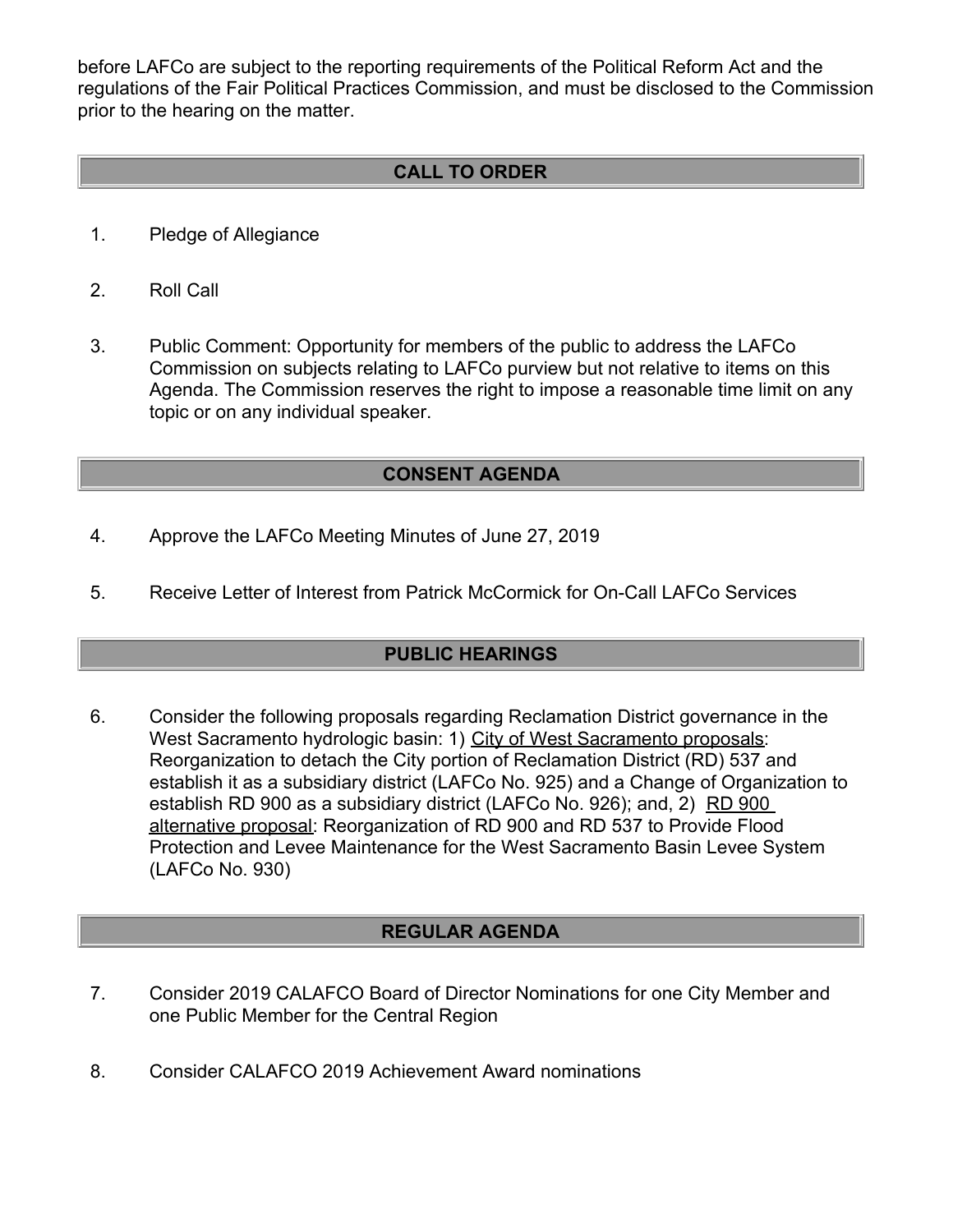before LAFCo are subject to the reporting requirements of the Political Reform Act and the regulations of the Fair Political Practices Commission, and must be disclosed to the Commission prior to the hearing on the matter.

## CALL TO ORDER

1. Pledge of Allegiance

2. Roll Call

3. Public Comment: Opportunity for members of the public to address the LAFCo Commission on subjects relating to LAFCo purview but not relative to items on this Agenda. The Commission reserves the right to impose a reasonable time limit on any topic or on any individual speaker.

## CONSENT AGENDA

4. Approve the LAFCo Meeting Minutes of June 27, 2019

5. Receive Letter of Interest from Patrick McCormick for On-Call LAFCo Services

## PUBLIC HEARINGS

6. Consider the following proposals regarding Reclamation District governance in the West Sacramento hydrologic basin: 1) City of West Sacramento proposals: Reorganization to detach the City portion of Reclamation District (RD) 537 and establish it as a subsidiary district (LAFCo No. 925) and a Change of Organization to establish RD 900 as a subsidiary district (LAFCo No. 926); and, 2) RD 900 alternative proposal: Reorganization of RD 900 and RD 537 to Provide Flood Protection and Levee Maintenance for the West Sacramento Basin Levee System (LAFCo No. 930)

## REGULAR AGENDA

7. Consider 2019 CALAFCO Board of Director Nominations for one City Member and one Public Member for the Central Region

8. Consider CALAFCO 2019 Achievement Award nominations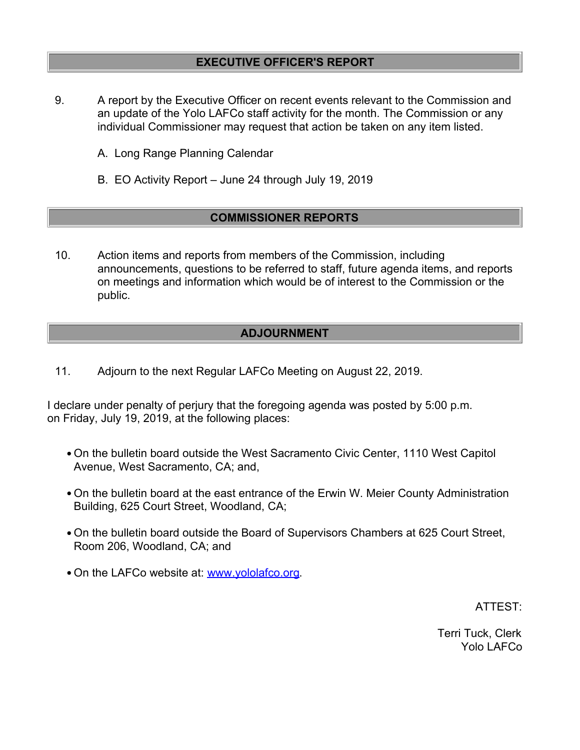## EXECUTIVE OFFICER'S REPORT

9. A report by the Executive Officer on recent events relevant to the Commission and an update of the Yolo LAFCo staff activity for the month. The Commission or any individual Commissioner may request that action be taken on any item listed.

   A. Long Range Planning Calendar

   B. EO Activity Report – June 24 through July 19, 2019

## COMMISSIONER REPORTS

10. Action items and reports from members of the Commission, including announcements, questions to be referred to staff, future agenda items, and reports on meetings and information which would be of interest to the Commission or the public.

## ADJOURNMENT

11. Adjourn to the next Regular LAFCo Meeting on August 22, 2019.

I declare under penalty of perjury that the foregoing agenda was posted by 5:00 p.m. on Friday, July 19, 2019, at the following places:

- On the bulletin board outside the West Sacramento Civic Center, 1110 West Capitol Avenue, West Sacramento, CA; and,
- On the bulletin board at the east entrance of the Erwin W. Meier County Administration Building, 625 Court Street, Woodland, CA;
- On the bulletin board outside the Board of Supervisors Chambers at 625 Court Street, Room 206, Woodland, CA; and
- On the LAFCo website at: [www.yololafco.org](http://www.yololafco.org).

ATTEST:

Terri Tuck, Clerk
Yolo LAFCo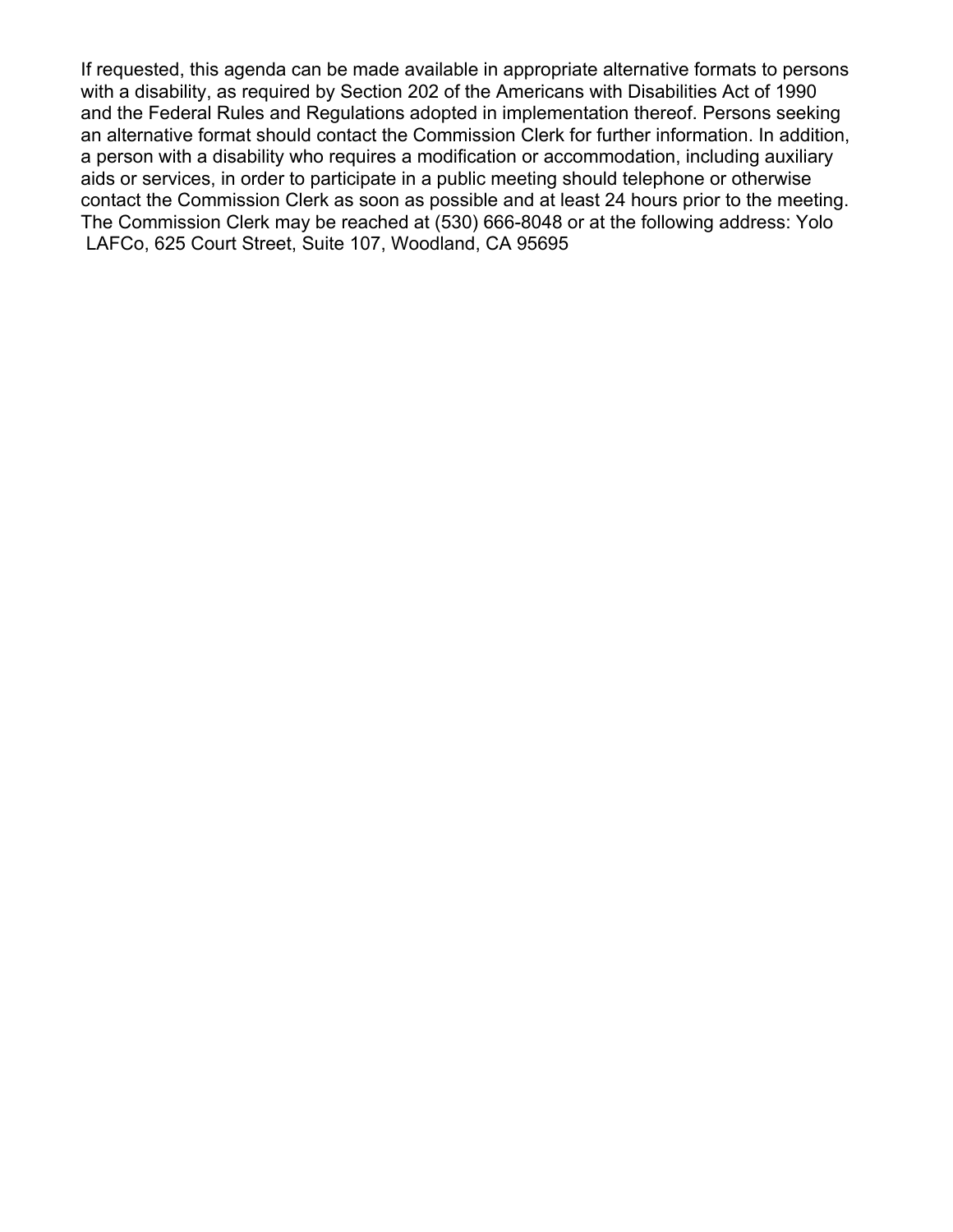If requested, this agenda can be made available in appropriate alternative formats to persons with a disability, as required by Section 202 of the Americans with Disabilities Act of 1990 and the Federal Rules and Regulations adopted in implementation thereof. Persons seeking an alternative format should contact the Commission Clerk for further information. In addition, a person with a disability who requires a modification or accommodation, including auxiliary aids or services, in order to participate in a public meeting should telephone or otherwise contact the Commission Clerk as soon as possible and at least 24 hours prior to the meeting. The Commission Clerk may be reached at (530) 666-8048 or at the following address: Yolo LAFCo, 625 Court Street, Suite 107, Woodland, CA 95695